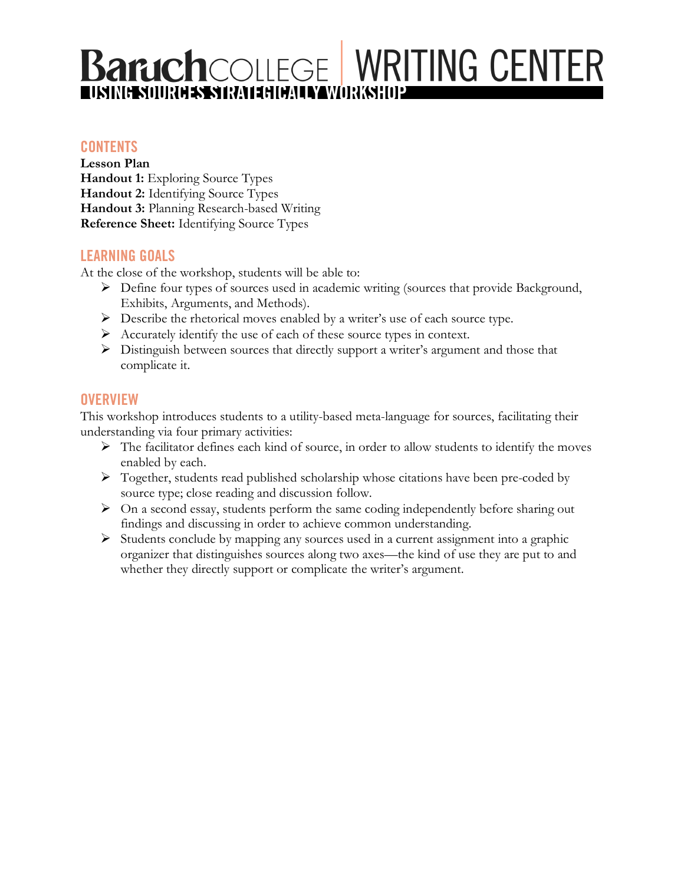# Baruch COLLEGE | WRITING CENTER

## USING SOURCES STRATEGICALLY WORKSHOP

### CONTENTS

**Lesson Plan**
**Handout 1:** Exploring Source Types
**Handout 2:** Identifying Source Types
**Handout 3:** Planning Research-based Writing
**Reference Sheet:** Identifying Source Types

### LEARNING GOALS

At the close of the workshop, students will be able to:

- Define four types of sources used in academic writing (sources that provide Background, Exhibits, Arguments, and Methods).
- Describe the rhetorical moves enabled by a writer's use of each source type.
- Accurately identify the use of each of these source types in context.
- Distinguish between sources that directly support a writer's argument and those that complicate it.

### OVERVIEW

This workshop introduces students to a utility-based meta-language for sources, facilitating their understanding via four primary activities:

- The facilitator defines each kind of source, in order to allow students to identify the moves enabled by each.
- Together, students read published scholarship whose citations have been pre-coded by source type; close reading and discussion follow.
- On a second essay, students perform the same coding independently before sharing out findings and discussing in order to achieve common understanding.
- Students conclude by mapping any sources used in a current assignment into a graphic organizer that distinguishes sources along two axes—the kind of use they are put to and whether they directly support or complicate the writer's argument.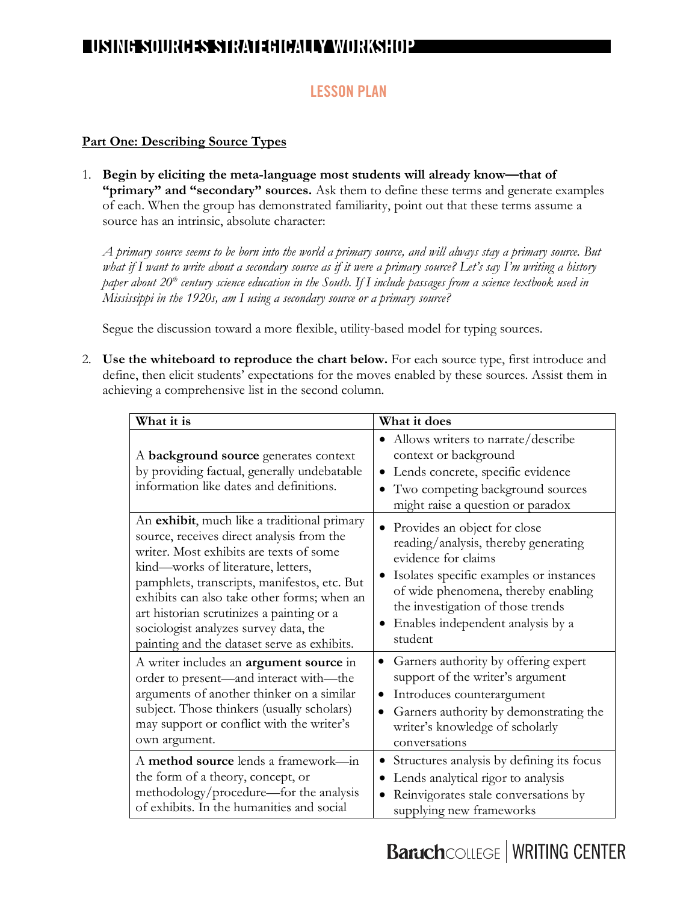# USING SOURCES STRATEGICALLY WORKSHOP

## LESSON PLAN

**Part One: Describing Source Types**

1. **Begin by eliciting the meta-language most students will already know—that of "primary" and "secondary" sources.** Ask them to define these terms and generate examples of each. When the group has demonstrated familiarity, point out that these terms assume a source has an intrinsic, absolute character:

   *A primary source seems to be born into the world a primary source, and will always stay a primary source. But what if I want to write about a secondary source as if it were a primary source? Let's say I'm writing a history paper about 20th century science education in the South. If I include passages from a science textbook used in Mississippi in the 1920s, am I using a secondary source or a primary source?*

   Segue the discussion toward a more flexible, utility-based model for typing sources.

2. **Use the whiteboard to reproduce the chart below.** For each source type, first introduce and define, then elicit students' expectations for the moves enabled by these sources. Assist them in achieving a comprehensive list in the second column.

| What it is | What it does |
|---|---|
| A **background source** generates context by providing factual, generally undebatable information like dates and definitions. | • Allows writers to narrate/describe context or background<br>• Lends concrete, specific evidence<br>• Two competing background sources might raise a question or paradox |
| An **exhibit**, much like a traditional primary source, receives direct analysis from the writer. Most exhibits are texts of some kind—works of literature, letters, pamphlets, transcripts, manifestos, etc. But exhibits can also take other forms; when an art historian scrutinizes a painting or a sociologist analyzes survey data, the painting and the dataset serve as exhibits. | • Provides an object for close reading/analysis, thereby generating evidence for claims<br>• Isolates specific examples or instances of wide phenomena, thereby enabling the investigation of those trends<br>• Enables independent analysis by a student |
| A writer includes an **argument source** in order to present—and interact with—the arguments of another thinker on a similar subject. Those thinkers (usually scholars) may support or conflict with the writer's own argument. | • Garners authority by offering expert support of the writer's argument<br>• Introduces counterargument<br>• Garners authority by demonstrating the writer's knowledge of scholarly conversations |
| A **method source** lends a framework—in the form of a theory, concept, or methodology/procedure—for the analysis of exhibits. In the humanities and social | • Structures analysis by defining its focus<br>• Lends analytical rigor to analysis<br>• Reinvigorates stale conversations by supplying new frameworks |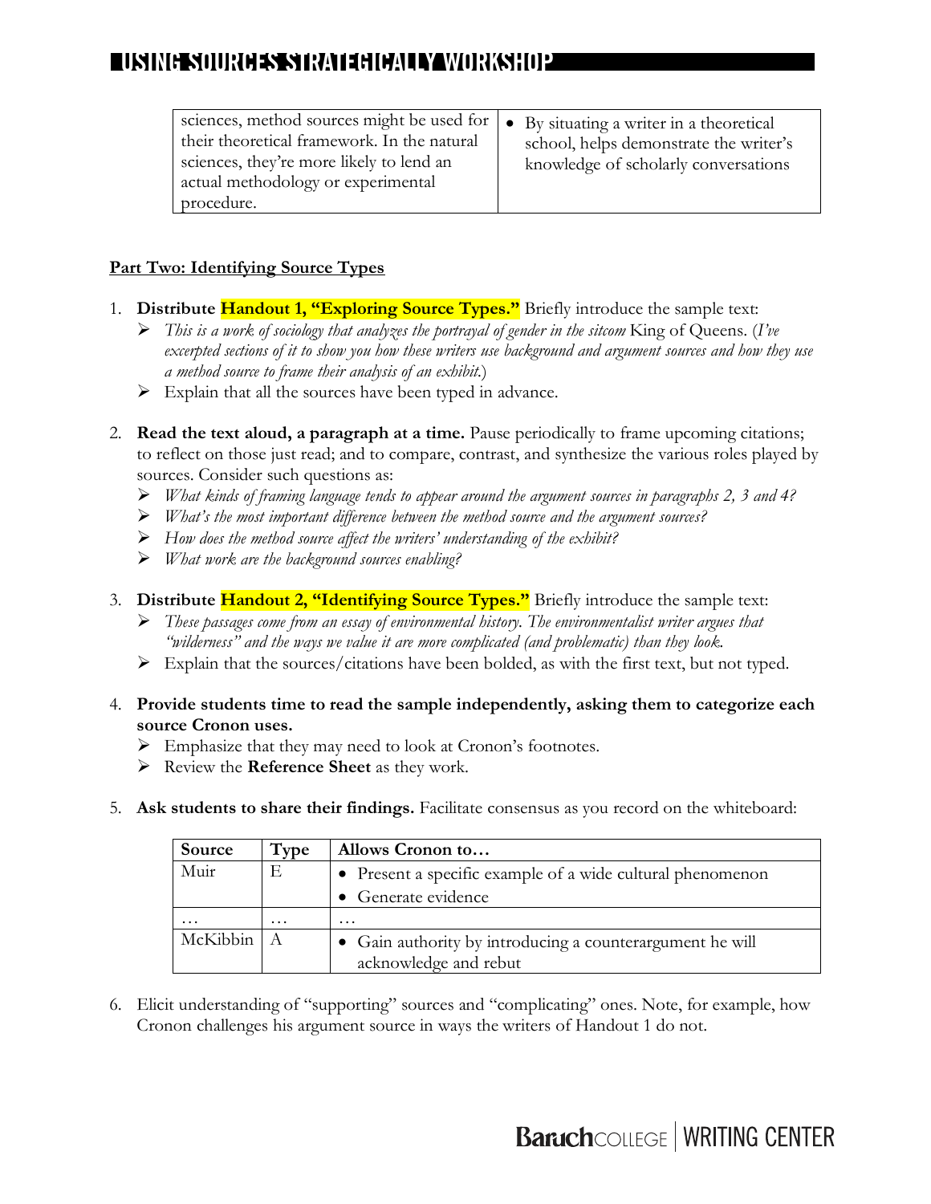| | |
|---|---|
| sciences, method sources might be used for their theoretical framework. In the natural sciences, they're more likely to lend an actual methodology or experimental procedure. | • By situating a writer in a theoretical school, helps demonstrate the writer's knowledge of scholarly conversations |

**Part Two: Identifying Source Types**

1. **Distribute Handout 1, "Exploring Source Types."** Briefly introduce the sample text:
   - *This is a work of sociology that analyzes the portrayal of gender in the sitcom* King of Queens. (*I've excerpted sections of it to show you how these writers use background and argument sources and how they use a method source to frame their analysis of an exhibit.*)
   - Explain that all the sources have been typed in advance.

2. **Read the text aloud, a paragraph at a time.** Pause periodically to frame upcoming citations; to reflect on those just read; and to compare, contrast, and synthesize the various roles played by sources. Consider such questions as:
   - *What kinds of framing language tends to appear around the argument sources in paragraphs 2, 3 and 4?*
   - *What's the most important difference between the method source and the argument sources?*
   - *How does the method source affect the writers' understanding of the exhibit?*
   - *What work are the background sources enabling?*

3. **Distribute Handout 2, "Identifying Source Types."** Briefly introduce the sample text:
   - *These passages come from an essay of environmental history. The environmentalist writer argues that "wilderness" and the ways we value it are more complicated (and problematic) than they look.*
   - Explain that the sources/citations have been bolded, as with the first text, but not typed.

4. **Provide students time to read the sample independently, asking them to categorize each source Cronon uses.**
   - Emphasize that they may need to look at Cronon's footnotes.
   - Review the **Reference Sheet** as they work.

5. **Ask students to share their findings.** Facilitate consensus as you record on the whiteboard:

| Source | Type | Allows Cronon to… |
|---|---|---|
| Muir | E | • Present a specific example of a wide cultural phenomenon<br>• Generate evidence |
| … | … | … |
| McKibbin | A | • Gain authority by introducing a counterargument he will acknowledge and rebut |

6. Elicit understanding of "supporting" sources and "complicating" ones. Note, for example, how Cronon challenges his argument source in ways the writers of Handout 1 do not.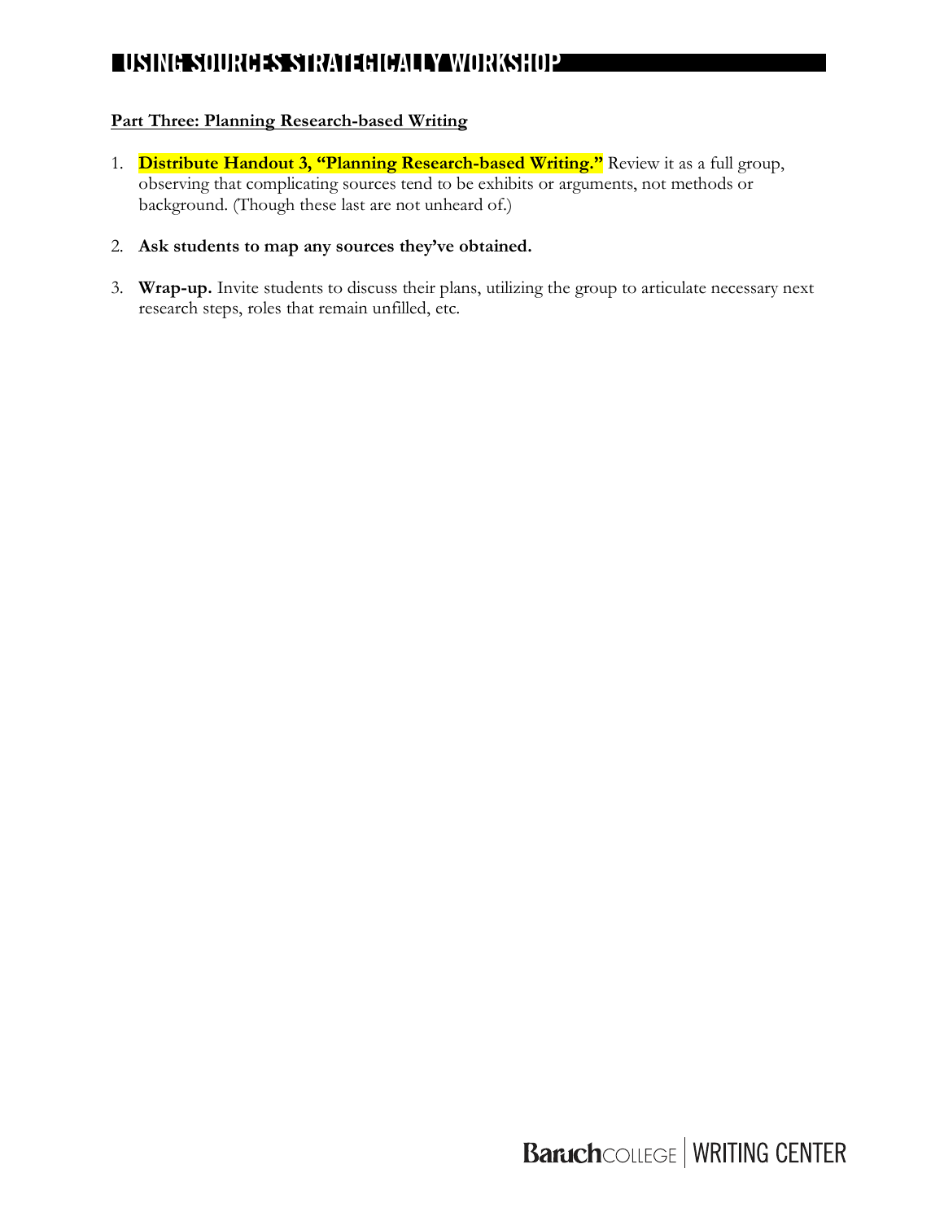**Part Three: Planning Research-based Writing**

1. **Distribute Handout 3, "Planning Research-based Writing."** Review it as a full group, observing that complicating sources tend to be exhibits or arguments, not methods or background. (Though these last are not unheard of.)

2. **Ask students to map any sources they've obtained.**

3. **Wrap-up.** Invite students to discuss their plans, utilizing the group to articulate necessary next research steps, roles that remain unfilled, etc.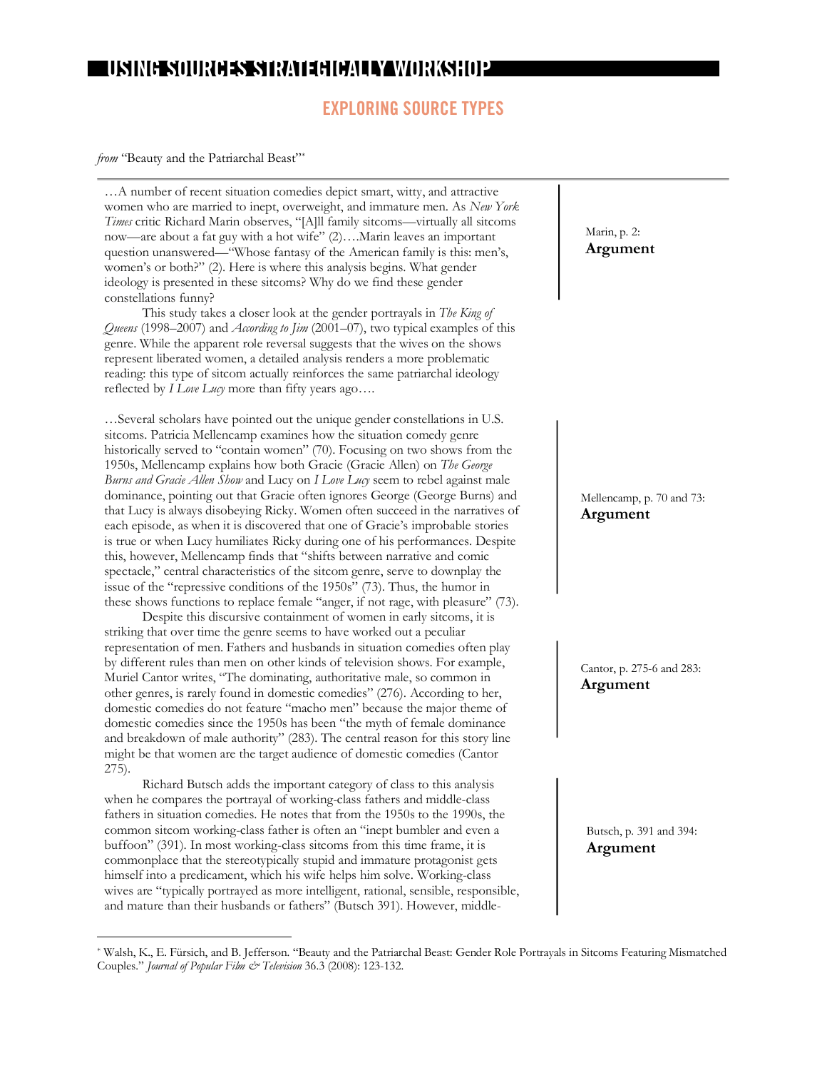# USING SOURCES STRATEGICALLY WORKSHOP

## EXPLORING SOURCE TYPES

*from* "Beauty and the Patriarchal Beast"*

…A number of recent situation comedies depict smart, witty, and attractive women who are married to inept, overweight, and immature men. As *New York Times* critic Richard Marin observes, "[A]ll family sitcoms—virtually all sitcoms now—are about a fat guy with a hot wife" (2)….Marin leaves an important question unanswered—"Whose fantasy of the American family is this: men's, women's or both?" (2). Here is where this analysis begins. What gender ideology is presented in these sitcoms? Why do we find these gender constellations funny?

Marin, p. 2: **Argument**

This study takes a closer look at the gender portrayals in *The King of Queens* (1998–2007) and *According to Jim* (2001–07), two typical examples of this genre. While the apparent role reversal suggests that the wives on the shows represent liberated women, a detailed analysis renders a more problematic reading: this type of sitcom actually reinforces the same patriarchal ideology reflected by *I Love Lucy* more than fifty years ago….

…Several scholars have pointed out the unique gender constellations in U.S. sitcoms. Patricia Mellencamp examines how the situation comedy genre historically served to "contain women" (70). Focusing on two shows from the 1950s, Mellencamp explains how both Gracie (Gracie Allen) on *The George Burns and Gracie Allen Show* and Lucy on *I Love Lucy* seem to rebel against male dominance, pointing out that Gracie often ignores George (George Burns) and that Lucy is always disobeying Ricky. Women often succeed in the narratives of each episode, as when it is discovered that one of Gracie's improbable stories is true or when Lucy humiliates Ricky during one of his performances. Despite this, however, Mellencamp finds that "shifts between narrative and comic spectacle," central characteristics of the sitcom genre, serve to downplay the issue of the "repressive conditions of the 1950s" (73). Thus, the humor in these shows functions to replace female "anger, if not rage, with pleasure" (73).

Mellencamp, p. 70 and 73: **Argument**

Despite this discursive containment of women in early sitcoms, it is striking that over time the genre seems to have worked out a peculiar representation of men. Fathers and husbands in situation comedies often play by different rules than men on other kinds of television shows. For example, Muriel Cantor writes, "The dominating, authoritative male, so common in other genres, is rarely found in domestic comedies" (276). According to her, domestic comedies do not feature "macho men" because the major theme of domestic comedies since the 1950s has been "the myth of female dominance and breakdown of male authority" (283). The central reason for this story line might be that women are the target audience of domestic comedies (Cantor 275).

Cantor, p. 275-6 and 283: **Argument**

Richard Butsch adds the important category of class to this analysis when he compares the portrayal of working-class fathers and middle-class fathers in situation comedies. He notes that from the 1950s to the 1990s, the common sitcom working-class father is often an "inept bumbler and even a buffoon" (391). In most working-class sitcoms from this time frame, it is commonplace that the stereotypically stupid and immature protagonist gets himself into a predicament, which his wife helps him solve. Working-class wives are "typically portrayed as more intelligent, rational, sensible, responsible, and mature than their husbands or fathers" (Butsch 391). However, middle-

Butsch, p. 391 and 394: **Argument**

* Walsh, K., E. Fürsich, and B. Jefferson. "Beauty and the Patriarchal Beast: Gender Role Portrayals in Sitcoms Featuring Mismatched Couples." *Journal of Popular Film & Television* 36.3 (2008): 123-132.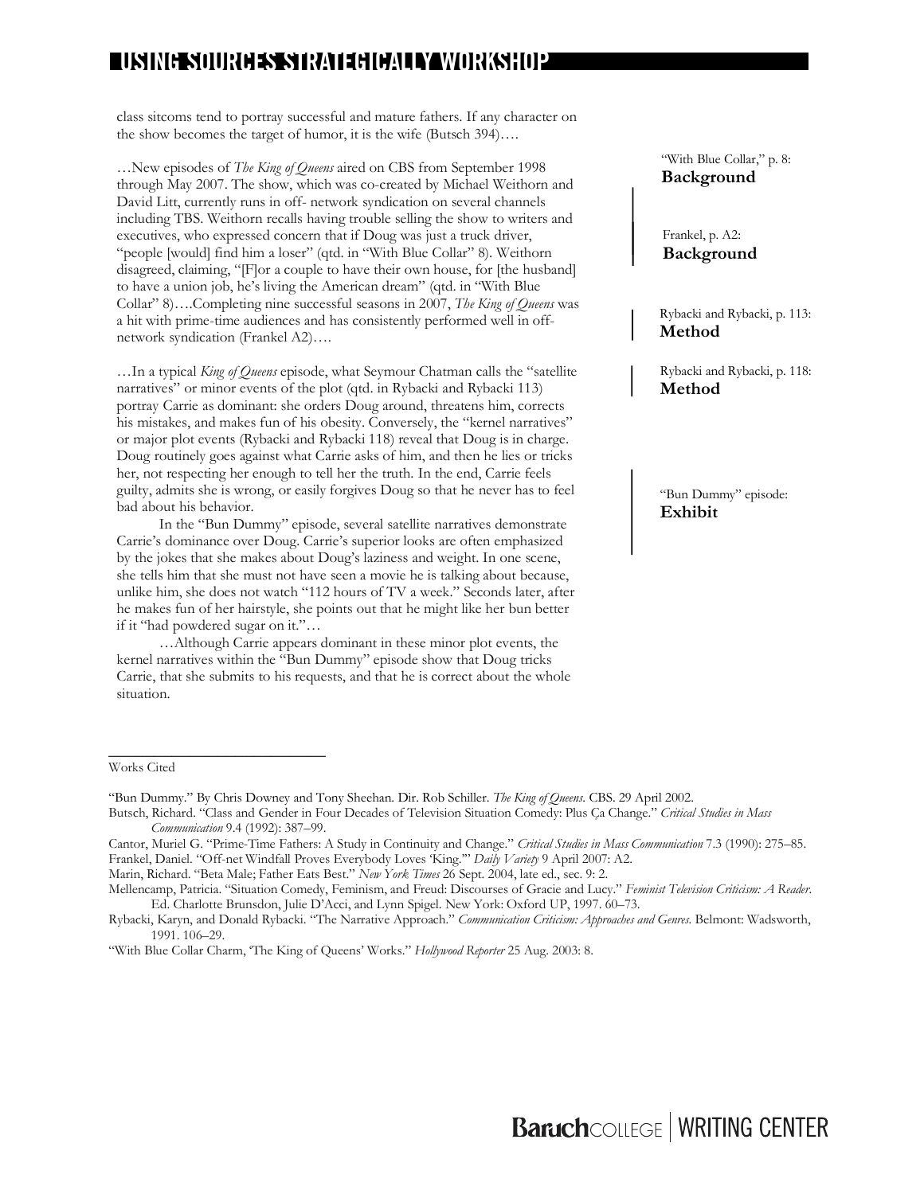class sitcoms tend to portray successful and mature fathers. If any character on the show becomes the target of humor, it is the wife (Butsch 394)….

…New episodes of *The King of Queens* aired on CBS from September 1998 through May 2007. The show, which was co-created by Michael Weithorn and David Litt, currently runs in off- network syndication on several channels including TBS. Weithorn recalls having trouble selling the show to writers and executives, who expressed concern that if Doug was just a truck driver, "people [would] find him a loser" (qtd. in "With Blue Collar" 8). Weithorn disagreed, claiming, "[F]or a couple to have their own house, for [the husband] to have a union job, he's living the American dream" (qtd. in "With Blue Collar" 8)….Completing nine successful seasons in 2007, *The King of Queens* was a hit with prime-time audiences and has consistently performed well in off-network syndication (Frankel A2)….

"With Blue Collar," p. 8: **Background**

Frankel, p. A2: **Background**

…In a typical *King of Queens* episode, what Seymour Chatman calls the "satellite narratives" or minor events of the plot (qtd. in Rybacki and Rybacki 113) portray Carrie as dominant: she orders Doug around, threatens him, corrects his mistakes, and makes fun of his obesity. Conversely, the "kernel narratives" or major plot events (Rybacki and Rybacki 118) reveal that Doug is in charge. Doug routinely goes against what Carrie asks of him, and then he lies or tricks her, not respecting her enough to tell her the truth. In the end, Carrie feels guilty, admits she is wrong, or easily forgives Doug so that he never has to feel bad about his behavior.

Rybacki and Rybacki, p. 113: **Method**

Rybacki and Rybacki, p. 118: **Method**

In the "Bun Dummy" episode, several satellite narratives demonstrate Carrie's dominance over Doug. Carrie's superior looks are often emphasized by the jokes that she makes about Doug's laziness and weight. In one scene, she tells him that she must not have seen a movie he is talking about because, unlike him, she does not watch "112 hours of TV a week." Seconds later, after he makes fun of her hairstyle, she points out that he might like her bun better if it "had powdered sugar on it."…

"Bun Dummy" episode: **Exhibit**

…Although Carrie appears dominant in these minor plot events, the kernel narratives within the "Bun Dummy" episode show that Doug tricks Carrie, that she submits to his requests, and that he is correct about the whole situation.

---

Works Cited

"Bun Dummy." By Chris Downey and Tony Sheehan. Dir. Rob Schiller. *The King of Queens*. CBS. 29 April 2002.

Butsch, Richard. "Class and Gender in Four Decades of Television Situation Comedy: Plus Ça Change." *Critical Studies in Mass Communication* 9.4 (1992): 387–99.

Cantor, Muriel G. "Prime-Time Fathers: A Study in Continuity and Change." *Critical Studies in Mass Communication* 7.3 (1990): 275–85.

Frankel, Daniel. "Off-net Windfall Proves Everybody Loves 'King.'" *Daily Variety* 9 April 2007: A2.

Marin, Richard. "Beta Male; Father Eats Best." *New York Times* 26 Sept. 2004, late ed., sec. 9: 2.

Mellencamp, Patricia. "Situation Comedy, Feminism, and Freud: Discourses of Gracie and Lucy." *Feminist Television Criticism: A Reader*. Ed. Charlotte Brunsdon, Julie D'Acci, and Lynn Spigel. New York: Oxford UP, 1997. 60–73.

Rybacki, Karyn, and Donald Rybacki. "The Narrative Approach." *Communication Criticism: Approaches and Genres*. Belmont: Wadsworth, 1991. 106–29.

"With Blue Collar Charm, 'The King of Queens' Works." *Hollywood Reporter* 25 Aug. 2003: 8.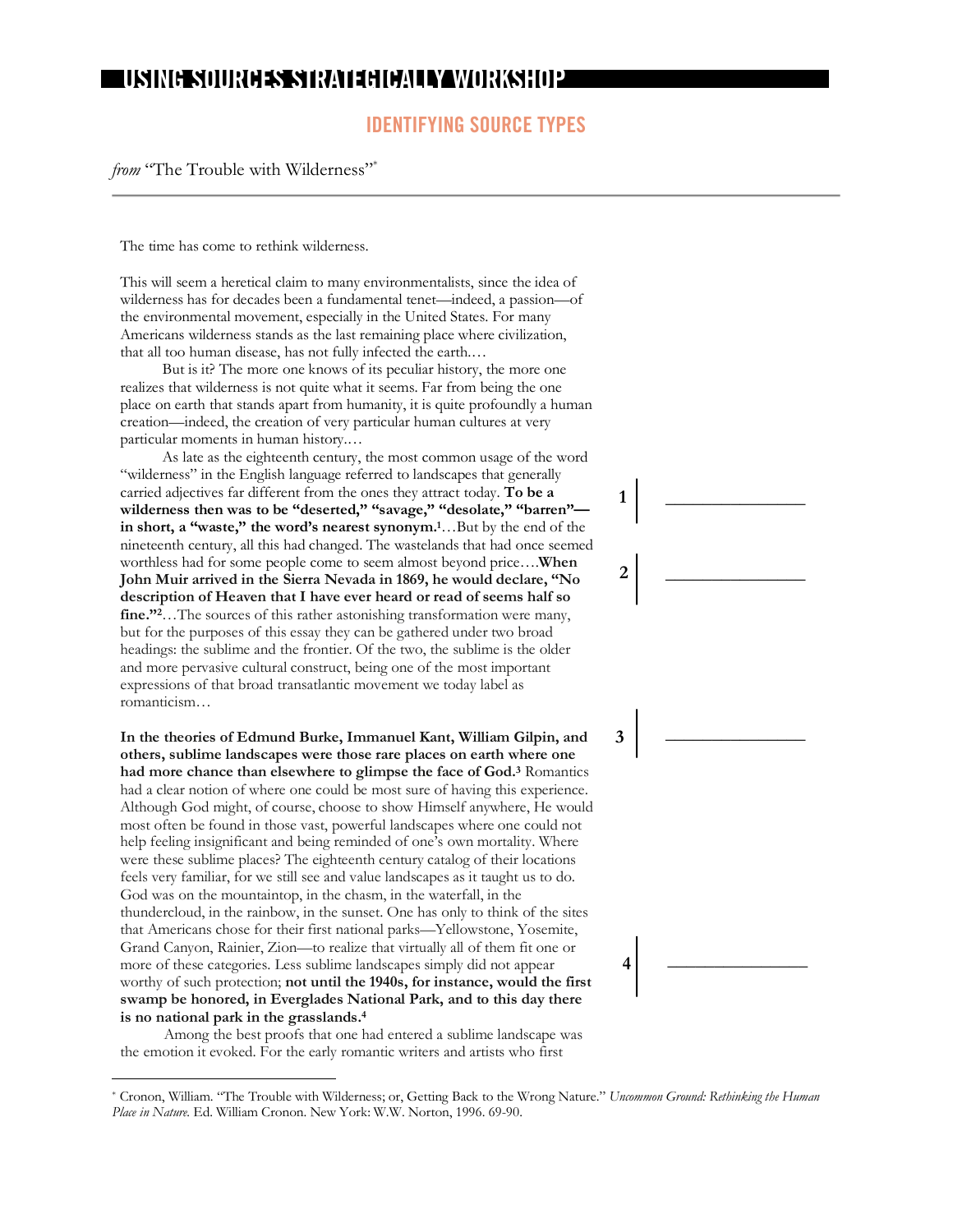# USING SOURCES STRATEGICALLY WORKSHOP

## IDENTIFYING SOURCE TYPES

*from* "The Trouble with Wilderness"[*]

---

The time has come to rethink wilderness.

This will seem a heretical claim to many environmentalists, since the idea of wilderness has for decades been a fundamental tenet—indeed, a passion—of the environmental movement, especially in the United States. For many Americans wilderness stands as the last remaining place where civilization, that all too human disease, has not fully infected the earth.…

But is it? The more one knows of its peculiar history, the more one realizes that wilderness is not quite what it seems. Far from being the one place on earth that stands apart from humanity, it is quite profoundly a human creation—indeed, the creation of very particular human cultures at very particular moments in human history.…

As late as the eighteenth century, the most common usage of the word "wilderness" in the English language referred to landscapes that generally carried adjectives far different from the ones they attract today. **To be a wilderness then was to be "deserted," "savage," "desolate," "barren"—in short, a "waste," the word's nearest synonym.[1]**…But by the end of the nineteenth century, all this had changed. The wastelands that had once seemed worthless had for some people come to seem almost beyond price….**When John Muir arrived in the Sierra Nevada in 1869, he would declare, "No description of Heaven that I have ever heard or read of seems half so fine."[2]**…The sources of this rather astonishing transformation were many, but for the purposes of this essay they can be gathered under two broad headings: the sublime and the frontier. Of the two, the sublime is the older and more pervasive cultural construct, being one of the most important expressions of that broad transatlantic movement we today label as romanticism…

1 ________________

2 ________________

**In the theories of Edmund Burke, Immanuel Kant, William Gilpin, and others, sublime landscapes were those rare places on earth where one had more chance than elsewhere to glimpse the face of God.[3]** Romantics had a clear notion of where one could be most sure of having this experience. Although God might, of course, choose to show Himself anywhere, He would most often be found in those vast, powerful landscapes where one could not help feeling insignificant and being reminded of one's own mortality. Where were these sublime places? The eighteenth century catalog of their locations feels very familiar, for we still see and value landscapes as it taught us to do. God was on the mountaintop, in the chasm, in the waterfall, in the thundercloud, in the rainbow, in the sunset. One has only to think of the sites that Americans chose for their first national parks—Yellowstone, Yosemite, Grand Canyon, Rainier, Zion—to realize that virtually all of them fit one or more of these categories. Less sublime landscapes simply did not appear worthy of such protection; **not until the 1940s, for instance, would the first swamp be honored, in Everglades National Park, and to this day there is no national park in the grasslands.[4]**

3 ________________

4 ________________

Among the best proofs that one had entered a sublime landscape was the emotion it evoked. For the early romantic writers and artists who first

---

[*] Cronon, William. "The Trouble with Wilderness; or, Getting Back to the Wrong Nature." *Uncommon Ground: Rethinking the Human Place in Nature.* Ed. William Cronon. New York: W.W. Norton, 1996. 69-90.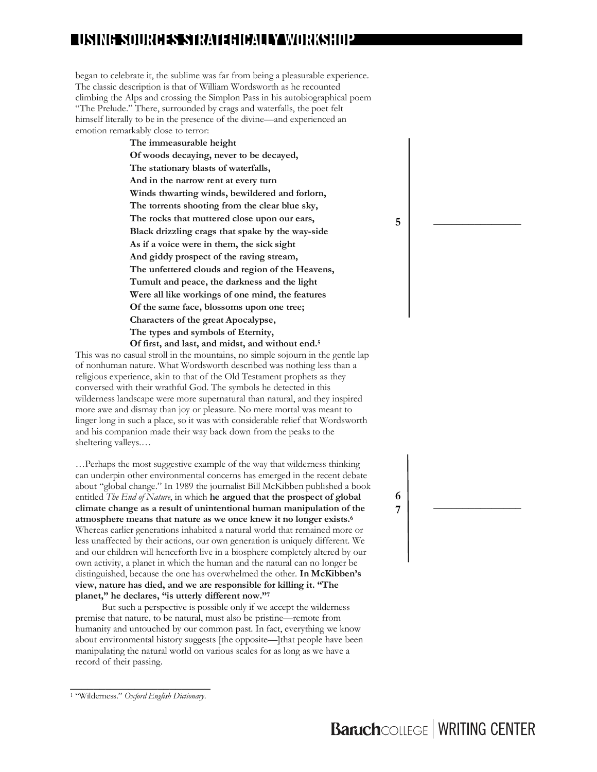began to celebrate it, the sublime was far from being a pleasurable experience. The classic description is that of William Wordsworth as he recounted climbing the Alps and crossing the Simplon Pass in his autobiographical poem "The Prelude." There, surrounded by crags and waterfalls, the poet felt himself literally to be in the presence of the divine—and experienced an emotion remarkably close to terror:

> **The immeasurable height**
> **Of woods decaying, never to be decayed,**
> **The stationary blasts of waterfalls,**
> **And in the narrow rent at every turn**
> **Winds thwarting winds, bewildered and forlorn,**
> **The torrents shooting from the clear blue sky,**
> **The rocks that muttered close upon our ears,**
> **Black drizzling crags that spake by the way-side**
> **As if a voice were in them, the sick sight**
> **And giddy prospect of the raving stream,**
> **The unfettered clouds and region of the Heavens,**
> **Tumult and peace, the darkness and the light**
> **Were all like workings of one mind, the features**
> **Of the same face, blossoms upon one tree;**
> **Characters of the great Apocalypse,**
> **The types and symbols of Eternity,**
> **Of first, and last, and midst, and without end.**[5]

5 ________________

This was no casual stroll in the mountains, no simple sojourn in the gentle lap of nonhuman nature. What Wordsworth described was nothing less than a religious experience, akin to that of the Old Testament prophets as they conversed with their wrathful God. The symbols he detected in this wilderness landscape were more supernatural than natural, and they inspired more awe and dismay than joy or pleasure. No mere mortal was meant to linger long in such a place, so it was with considerable relief that Wordsworth and his companion made their way back down from the peaks to the sheltering valleys.…

…Perhaps the most suggestive example of the way that wilderness thinking can underpin other environmental concerns has emerged in the recent debate about "global change." In 1989 the journalist Bill McKibben published a book entitled *The End of Nature*, in which **he argued that the prospect of global climate change as a result of unintentional human manipulation of the atmosphere means that nature as we once knew it no longer exists.**[6] Whereas earlier generations inhabited a natural world that remained more or less unaffected by their actions, our own generation is uniquely different. We and our children will henceforth live in a biosphere completely altered by our own activity, a planet in which the human and the natural can no longer be distinguished, because the one has overwhelmed the other. **In McKibben's view, nature has died, and we are responsible for killing it. "The planet," he declares, "is utterly different now."**[7]

6
7 ________________

But such a perspective is possible only if we accept the wilderness premise that nature, to be natural, must also be pristine—remote from humanity and untouched by our common past. In fact, everything we know about environmental history suggests [the opposite—]that people have been manipulating the natural world on various scales for as long as we have a record of their passing.

---

[1] "Wilderness." *Oxford English Dictionary*.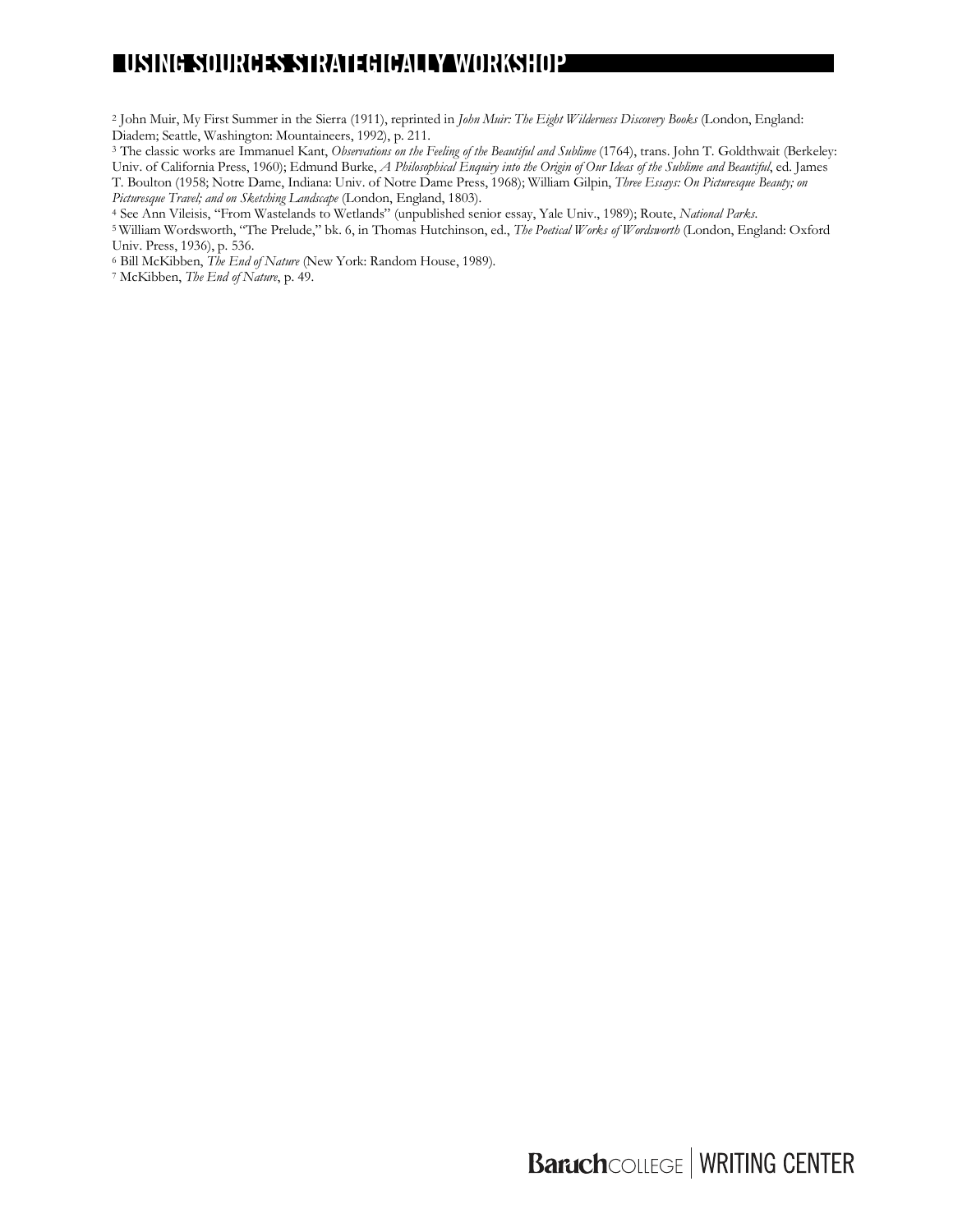[2] John Muir, My First Summer in the Sierra (1911), reprinted in *John Muir: The Eight Wilderness Discovery Books* (London, England: Diadem; Seattle, Washington: Mountaineers, 1992), p. 211.

[3] The classic works are Immanuel Kant, *Observations on the Feeling of the Beautiful and Sublime* (1764), trans. John T. Goldthwait (Berkeley: Univ. of California Press, 1960); Edmund Burke, *A Philosophical Enquiry into the Origin of Our Ideas of the Sublime and Beautiful*, ed. James T. Boulton (1958; Notre Dame, Indiana: Univ. of Notre Dame Press, 1968); William Gilpin, *Three Essays: On Picturesque Beauty; on Picturesque Travel; and on Sketching Landscape* (London, England, 1803).

[4] See Ann Vileisis, "From Wastelands to Wetlands" (unpublished senior essay, Yale Univ., 1989); Route, *National Parks*.

[5] William Wordsworth, "The Prelude," bk. 6, in Thomas Hutchinson, ed., *The Poetical Works of Wordsworth* (London, England: Oxford Univ. Press, 1936), p. 536.

[6] Bill McKibben, *The End of Nature* (New York: Random House, 1989).

[7] McKibben, *The End of Nature*, p. 49.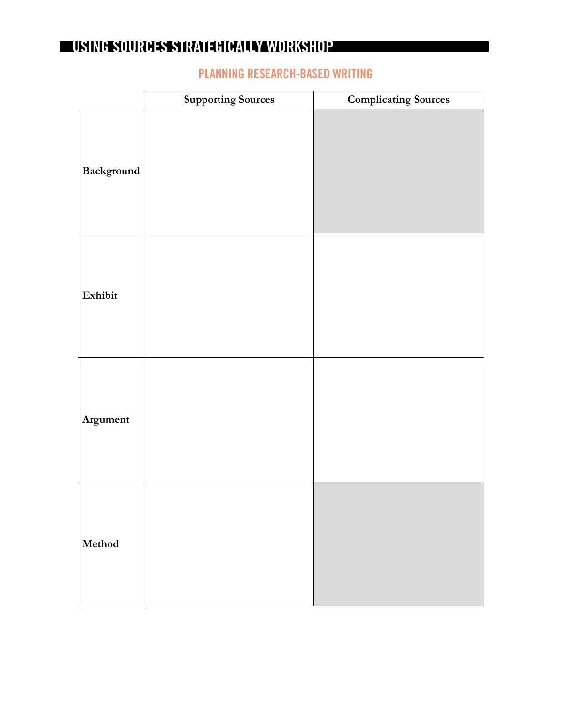# USING SOURCES STRATEGICALLY WORKSHOP

## PLANNING RESEARCH-BASED WRITING

| | Supporting Sources | Complicating Sources |
|---|---|---|
| **Background** | | |
| **Exhibit** | | |
| **Argument** | | |
| **Method** | | |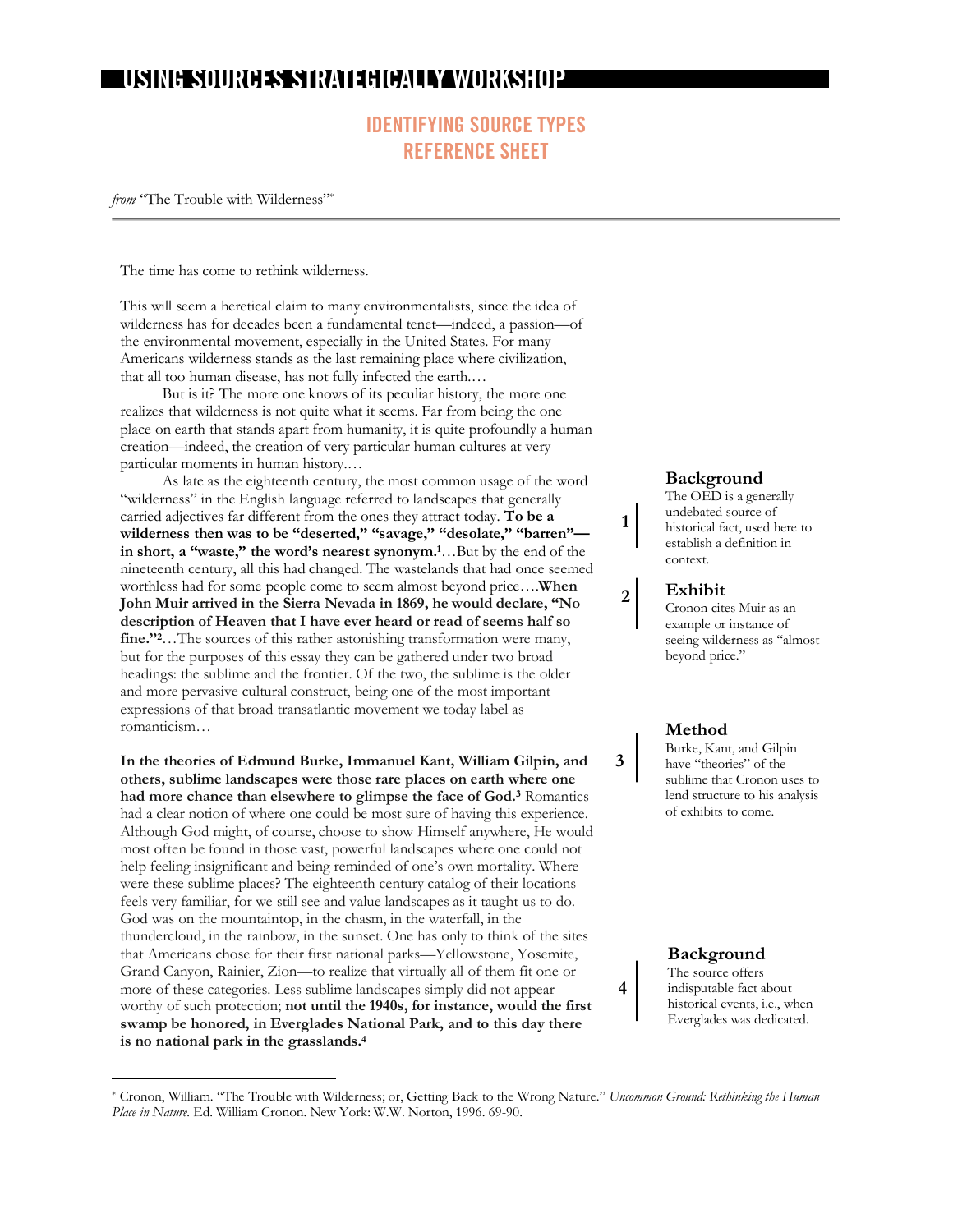## USING SOURCES STRATEGICALLY WORKSHOP

### IDENTIFYING SOURCE TYPES REFERENCE SHEET

*from* "The Trouble with Wilderness"*

The time has come to rethink wilderness.

This will seem a heretical claim to many environmentalists, since the idea of wilderness has for decades been a fundamental tenet—indeed, a passion—of the environmental movement, especially in the United States. For many Americans wilderness stands as the last remaining place where civilization, that all too human disease, has not fully infected the earth.…

But is it? The more one knows of its peculiar history, the more one realizes that wilderness is not quite what it seems. Far from being the one place on earth that stands apart from humanity, it is quite profoundly a human creation—indeed, the creation of very particular human cultures at very particular moments in human history.…

As late as the eighteenth century, the most common usage of the word "wilderness" in the English language referred to landscapes that generally carried adjectives far different from the ones they attract today. **To be a wilderness then was to be "deserted," "savage," "desolate," "barren"—in short, a "waste," the word's nearest synonym.[1]**…But by the end of the nineteenth century, all this had changed. The wastelands that had once seemed worthless had for some people come to seem almost beyond price….**When John Muir arrived in the Sierra Nevada in 1869, he would declare, "No description of Heaven that I have ever heard or read of seems half so fine."[2]**…The sources of this rather astonishing transformation were many, but for the purposes of this essay they can be gathered under two broad headings: the sublime and the frontier. Of the two, the sublime is the older and more pervasive cultural construct, being one of the most important expressions of that broad transatlantic movement we today label as romanticism…

> **1 — Background**
> The OED is a generally undebated source of historical fact, used here to establish a definition in context.

> **2 — Exhibit**
> Cronon cites Muir as an example or instance of seeing wilderness as "almost beyond price."

**In the theories of Edmund Burke, Immanuel Kant, William Gilpin, and others, sublime landscapes were those rare places on earth where one had more chance than elsewhere to glimpse the face of God.[3]** Romantics had a clear notion of where one could be most sure of having this experience. Although God might, of course, choose to show Himself anywhere, He would most often be found in those vast, powerful landscapes where one could not help feeling insignificant and being reminded of one's own mortality. Where were these sublime places? The eighteenth century catalog of their locations feels very familiar, for we still see and value landscapes as it taught us to do. God was on the mountaintop, in the chasm, in the waterfall, in the thundercloud, in the rainbow, in the sunset. One has only to think of the sites that Americans chose for their first national parks—Yellowstone, Yosemite, Grand Canyon, Rainier, Zion—to realize that virtually all of them fit one or more of these categories. Less sublime landscapes simply did not appear worthy of such protection; **not until the 1940s, for instance, would the first swamp be honored, in Everglades National Park, and to this day there is no national park in the grasslands.[4]**

> **3 — Method**
> Burke, Kant, and Gilpin have "theories" of the sublime that Cronon uses to lend structure to his analysis of exhibits to come.

> **4 — Background**
> The source offers indisputable fact about historical events, i.e., when Everglades was dedicated.

---

* Cronon, William. "The Trouble with Wilderness; or, Getting Back to the Wrong Nature." *Uncommon Ground: Rethinking the Human Place in Nature.* Ed. William Cronon. New York: W.W. Norton, 1996. 69-90.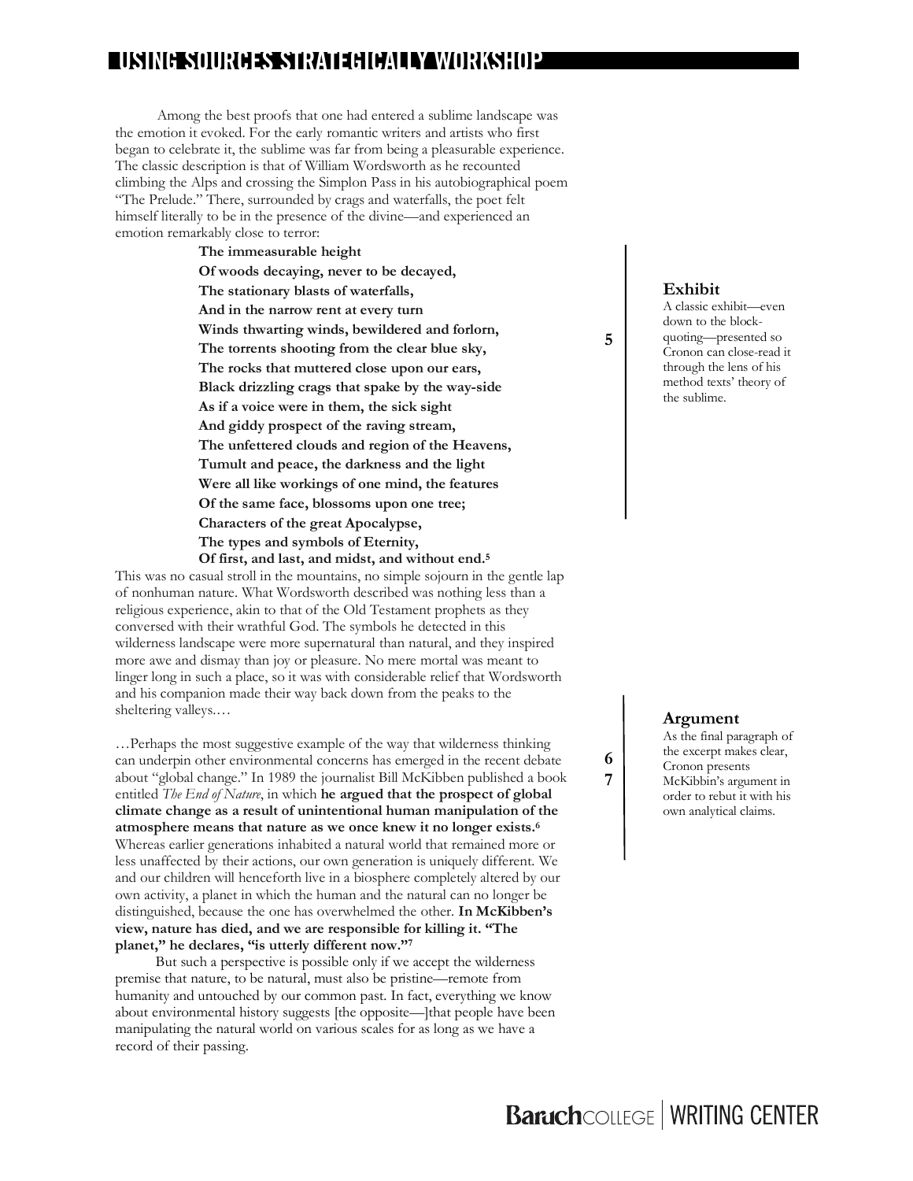Among the best proofs that one had entered a sublime landscape was the emotion it evoked. For the early romantic writers and artists who first began to celebrate it, the sublime was far from being a pleasurable experience. The classic description is that of William Wordsworth as he recounted climbing the Alps and crossing the Simplon Pass in his autobiographical poem "The Prelude." There, surrounded by crags and waterfalls, the poet felt himself literally to be in the presence of the divine—and experienced an emotion remarkably close to terror:

> **The immeasurable height**
> **Of woods decaying, never to be decayed,**
> **The stationary blasts of waterfalls,**
> **And in the narrow rent at every turn**
> **Winds thwarting winds, bewildered and forlorn,**
> **The torrents shooting from the clear blue sky,**
> **The rocks that muttered close upon our ears,**
> **Black drizzling crags that spake by the way-side**
> **As if a voice were in them, the sick sight**
> **And giddy prospect of the raving stream,**
> **The unfettered clouds and region of the Heavens,**
> **Tumult and peace, the darkness and the light**
> **Were all like workings of one mind, the features**
> **Of the same face, blossoms upon one tree;**
> **Characters of the great Apocalypse,**
> **The types and symbols of Eternity,**
> **Of first, and last, and midst, and without end.**[5]

**Exhibit**
A classic exhibit—even down to the block-quoting—presented so Cronon can close-read it through the lens of his method texts' theory of the sublime.

This was no casual stroll in the mountains, no simple sojourn in the gentle lap of nonhuman nature. What Wordsworth described was nothing less than a religious experience, akin to that of the Old Testament prophets as they conversed with their wrathful God. The symbols he detected in this wilderness landscape were more supernatural than natural, and they inspired more awe and dismay than joy or pleasure. No mere mortal was meant to linger long in such a place, so it was with considerable relief that Wordsworth and his companion made their way back down from the peaks to the sheltering valleys.…

…Perhaps the most suggestive example of the way that wilderness thinking can underpin other environmental concerns has emerged in the recent debate about "global change." In 1989 the journalist Bill McKibben published a book entitled *The End of Nature*, in which **he argued that the prospect of global climate change as a result of unintentional human manipulation of the atmosphere means that nature as we once knew it no longer exists.**[6] Whereas earlier generations inhabited a natural world that remained more or less unaffected by their actions, our own generation is uniquely different. We and our children will henceforth live in a biosphere completely altered by our own activity, a planet in which the human and the natural can no longer be distinguished, because the one has overwhelmed the other. **In McKibben's view, nature has died, and we are responsible for killing it. "The planet," he declares, "is utterly different now."**[7]

**Argument**
As the final paragraph of the excerpt makes clear, Cronon presents McKibbin's argument in order to rebut it with his own analytical claims.

But such a perspective is possible only if we accept the wilderness premise that nature, to be natural, must also be pristine—remote from humanity and untouched by our common past. In fact, everything we know about environmental history suggests [the opposite—]that people have been manipulating the natural world on various scales for as long as we have a record of their passing.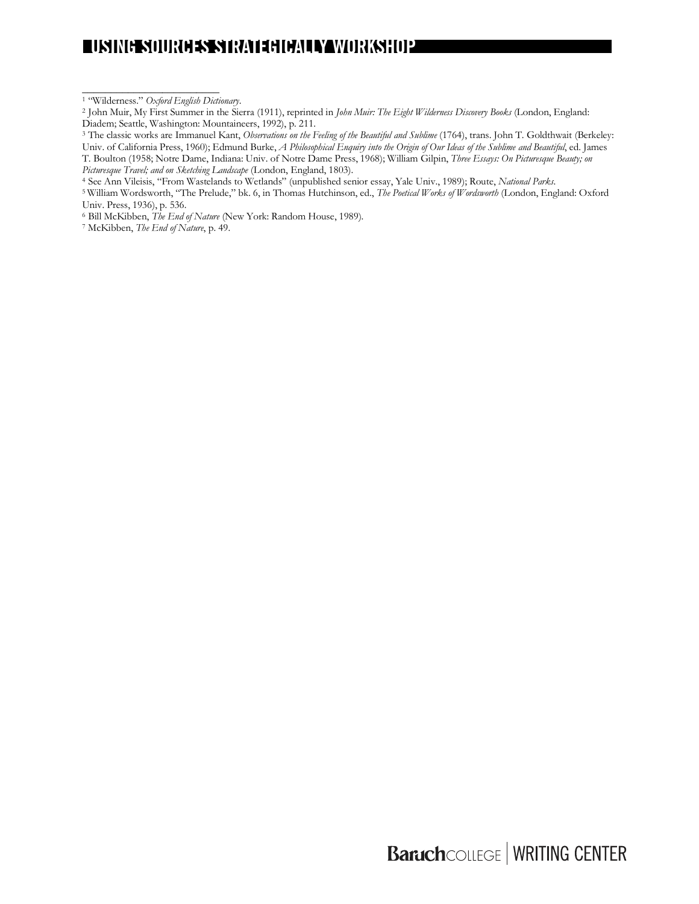---

[1] "Wilderness." *Oxford English Dictionary*.

[2] John Muir, My First Summer in the Sierra (1911), reprinted in *John Muir: The Eight Wilderness Discovery Books* (London, England: Diadem; Seattle, Washington: Mountaineers, 1992), p. 211.

[3] The classic works are Immanuel Kant, *Observations on the Feeling of the Beautiful and Sublime* (1764), trans. John T. Goldthwait (Berkeley: Univ. of California Press, 1960); Edmund Burke, *A Philosophical Enquiry into the Origin of Our Ideas of the Sublime and Beautiful*, ed. James T. Boulton (1958; Notre Dame, Indiana: Univ. of Notre Dame Press, 1968); William Gilpin, *Three Essays: On Picturesque Beauty; on Picturesque Travel; and on Sketching Landscape* (London, England, 1803).

[4] See Ann Vileisis, "From Wastelands to Wetlands" (unpublished senior essay, Yale Univ., 1989); Route, *National Parks*.

[5] William Wordsworth, "The Prelude," bk. 6, in Thomas Hutchinson, ed., *The Poetical Works of Wordsworth* (London, England: Oxford Univ. Press, 1936), p. 536.

[6] Bill McKibben, *The End of Nature* (New York: Random House, 1989).

[7] McKibben, *The End of Nature*, p. 49.